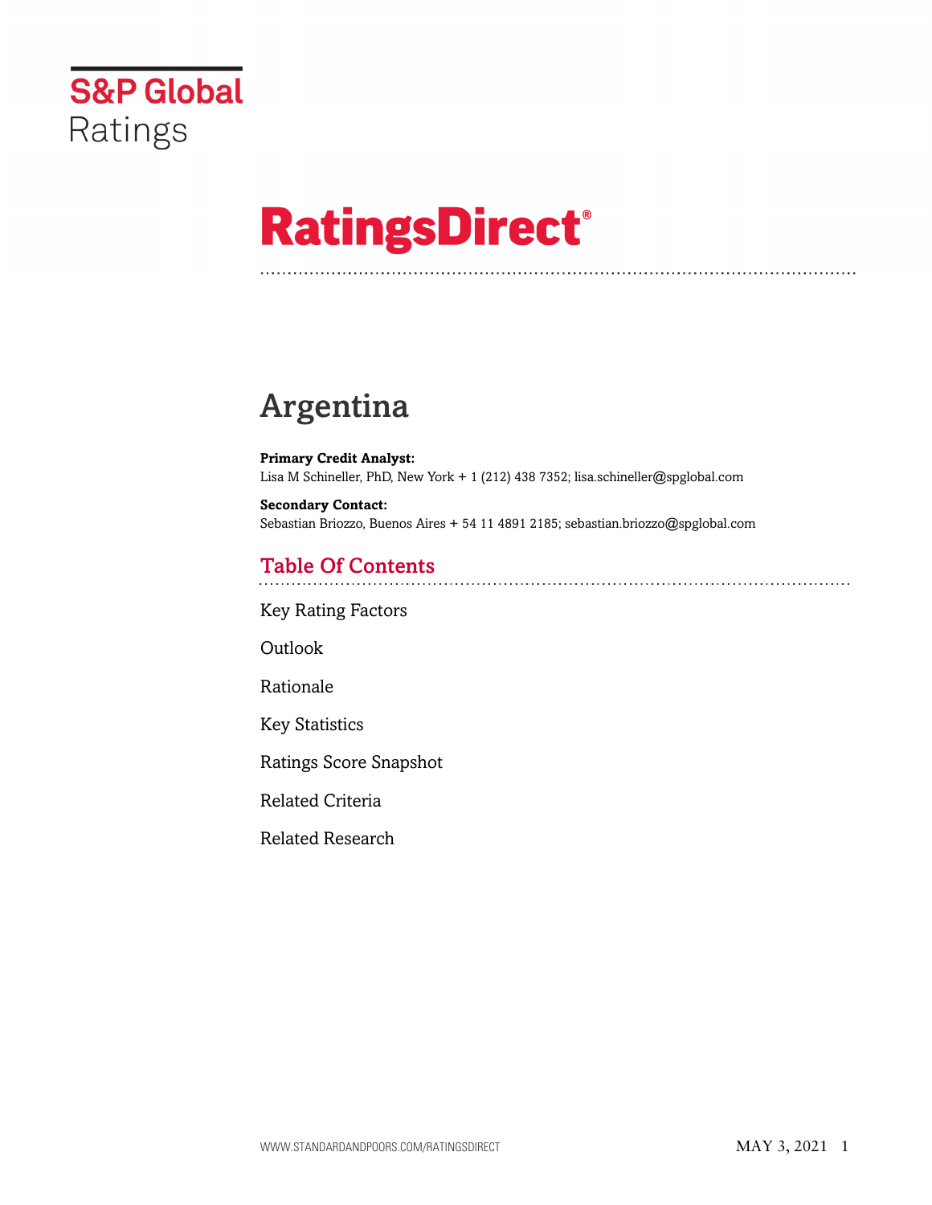S&P Global Ratings

# RatingsDirect®

# Argentina

**Primary Credit Analyst:**
Lisa M Schineller, PhD, New York + 1 (212) 438 7352; lisa.schineller@spglobal.com

**Secondary Contact:**
Sebastian Briozzo, Buenos Aires + 54 11 4891 2185; sebastian.briozzo@spglobal.com

## Table Of Contents

Key Rating Factors

Outlook

Rationale

Key Statistics

Ratings Score Snapshot

Related Criteria

Related Research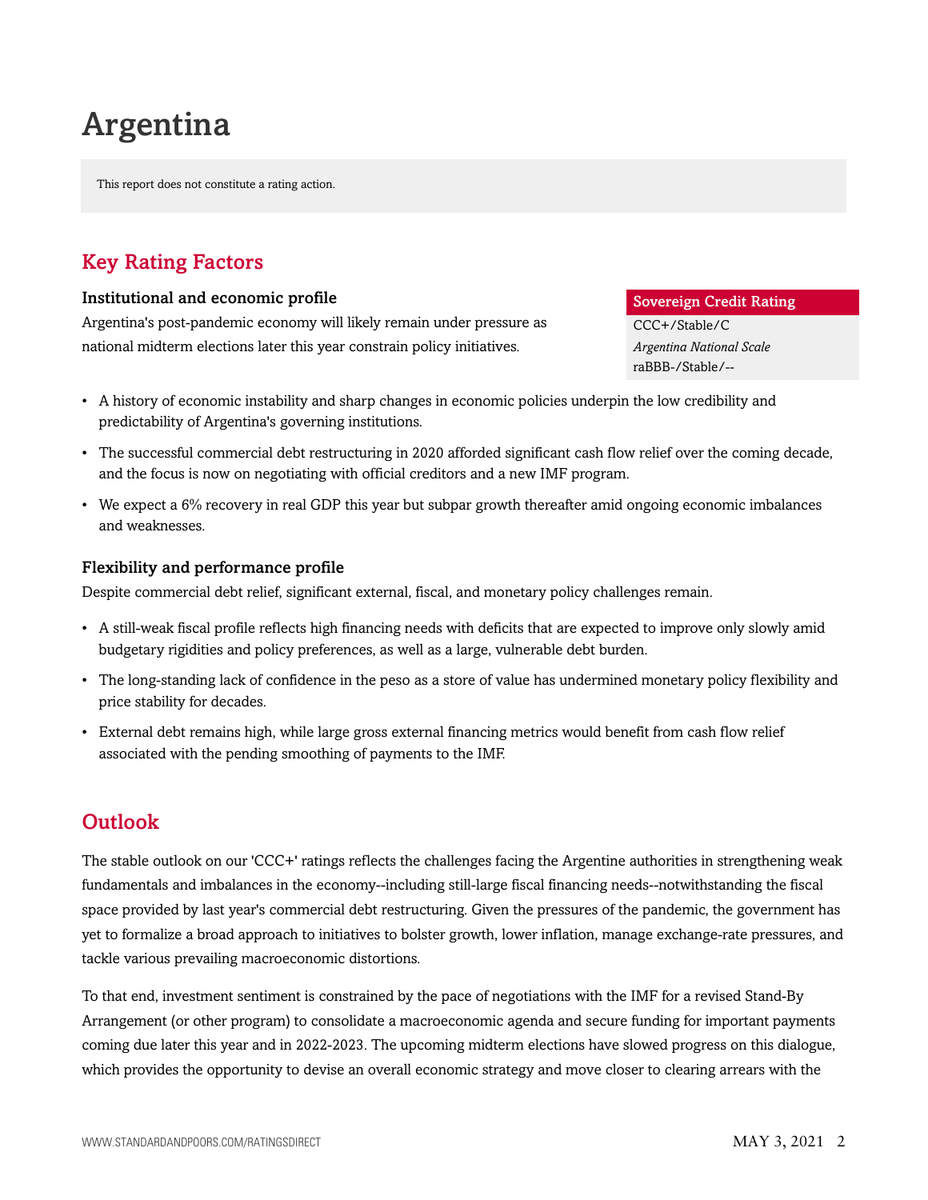# Argentina

This report does not constitute a rating action.

## Key Rating Factors

| Sovereign Credit Rating |
| --- |
| CCC+/Stable/C |
| *Argentina National Scale* |
| raBBB-/Stable/-- |

### Institutional and economic profile

Argentina's post-pandemic economy will likely remain under pressure as national midterm elections later this year constrain policy initiatives.

- A history of economic instability and sharp changes in economic policies underpin the low credibility and predictability of Argentina's governing institutions.
- The successful commercial debt restructuring in 2020 afforded significant cash flow relief over the coming decade, and the focus is now on negotiating with official creditors and a new IMF program.
- We expect a 6% recovery in real GDP this year but subpar growth thereafter amid ongoing economic imbalances and weaknesses.

### Flexibility and performance profile

Despite commercial debt relief, significant external, fiscal, and monetary policy challenges remain.

- A still-weak fiscal profile reflects high financing needs with deficits that are expected to improve only slowly amid budgetary rigidities and policy preferences, as well as a large, vulnerable debt burden.
- The long-standing lack of confidence in the peso as a store of value has undermined monetary policy flexibility and price stability for decades.
- External debt remains high, while large gross external financing metrics would benefit from cash flow relief associated with the pending smoothing of payments to the IMF.

## Outlook

The stable outlook on our 'CCC+' ratings reflects the challenges facing the Argentine authorities in strengthening weak fundamentals and imbalances in the economy--including still-large fiscal financing needs--notwithstanding the fiscal space provided by last year's commercial debt restructuring. Given the pressures of the pandemic, the government has yet to formalize a broad approach to initiatives to bolster growth, lower inflation, manage exchange-rate pressures, and tackle various prevailing macroeconomic distortions.

To that end, investment sentiment is constrained by the pace of negotiations with the IMF for a revised Stand-By Arrangement (or other program) to consolidate a macroeconomic agenda and secure funding for important payments coming due later this year and in 2022-2023. The upcoming midterm elections have slowed progress on this dialogue, which provides the opportunity to devise an overall economic strategy and move closer to clearing arrears with the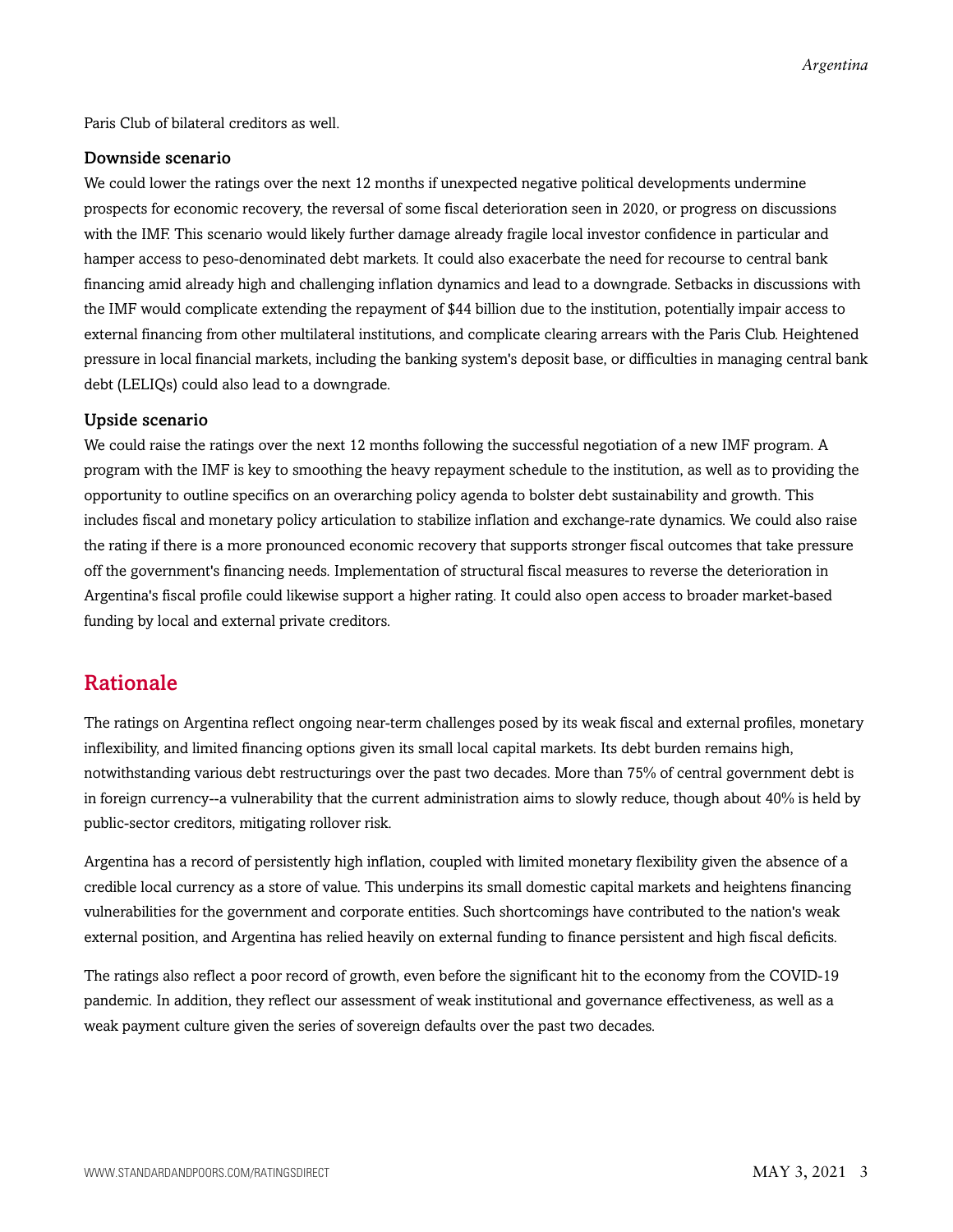Paris Club of bilateral creditors as well.

### Downside scenario

We could lower the ratings over the next 12 months if unexpected negative political developments undermine prospects for economic recovery, the reversal of some fiscal deterioration seen in 2020, or progress on discussions with the IMF. This scenario would likely further damage already fragile local investor confidence in particular and hamper access to peso-denominated debt markets. It could also exacerbate the need for recourse to central bank financing amid already high and challenging inflation dynamics and lead to a downgrade. Setbacks in discussions with the IMF would complicate extending the repayment of $44 billion due to the institution, potentially impair access to external financing from other multilateral institutions, and complicate clearing arrears with the Paris Club. Heightened pressure in local financial markets, including the banking system's deposit base, or difficulties in managing central bank debt (LELIQs) could also lead to a downgrade.

### Upside scenario

We could raise the ratings over the next 12 months following the successful negotiation of a new IMF program. A program with the IMF is key to smoothing the heavy repayment schedule to the institution, as well as to providing the opportunity to outline specifics on an overarching policy agenda to bolster debt sustainability and growth. This includes fiscal and monetary policy articulation to stabilize inflation and exchange-rate dynamics. We could also raise the rating if there is a more pronounced economic recovery that supports stronger fiscal outcomes that take pressure off the government's financing needs. Implementation of structural fiscal measures to reverse the deterioration in Argentina's fiscal profile could likewise support a higher rating. It could also open access to broader market-based funding by local and external private creditors.

## Rationale

The ratings on Argentina reflect ongoing near-term challenges posed by its weak fiscal and external profiles, monetary inflexibility, and limited financing options given its small local capital markets. Its debt burden remains high, notwithstanding various debt restructurings over the past two decades. More than 75% of central government debt is in foreign currency--a vulnerability that the current administration aims to slowly reduce, though about 40% is held by public-sector creditors, mitigating rollover risk.

Argentina has a record of persistently high inflation, coupled with limited monetary flexibility given the absence of a credible local currency as a store of value. This underpins its small domestic capital markets and heightens financing vulnerabilities for the government and corporate entities. Such shortcomings have contributed to the nation's weak external position, and Argentina has relied heavily on external funding to finance persistent and high fiscal deficits.

The ratings also reflect a poor record of growth, even before the significant hit to the economy from the COVID-19 pandemic. In addition, they reflect our assessment of weak institutional and governance effectiveness, as well as a weak payment culture given the series of sovereign defaults over the past two decades.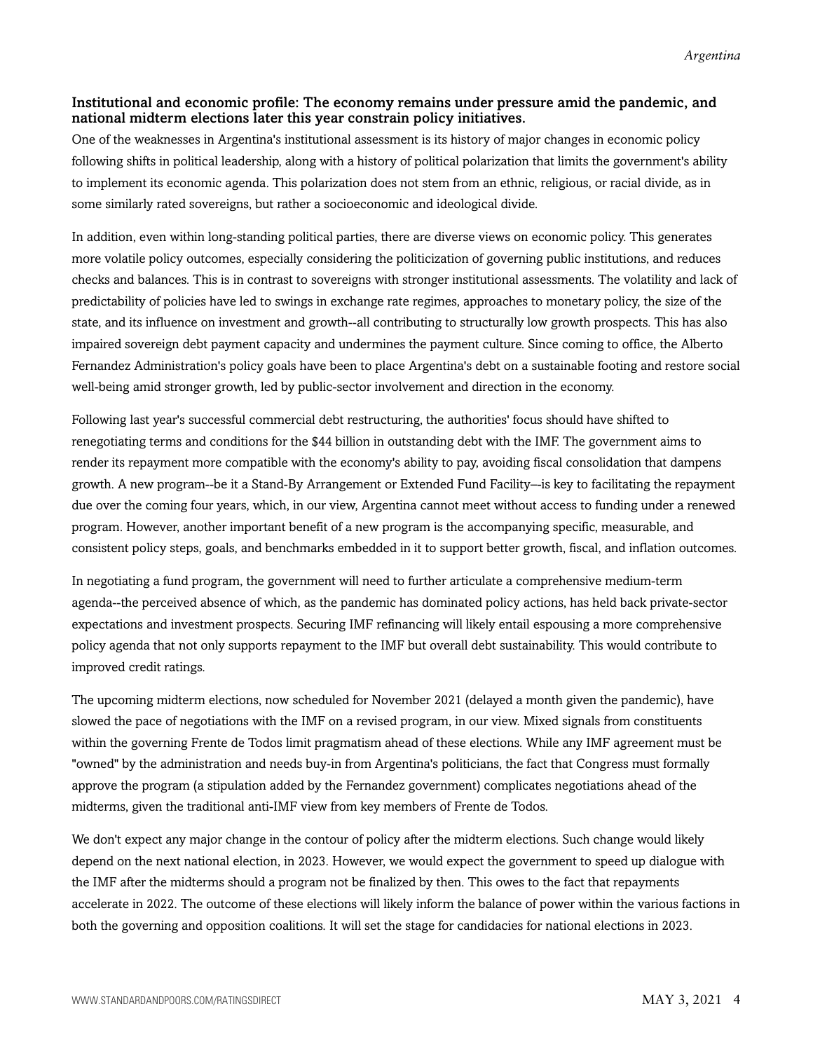### Institutional and economic profile: The economy remains under pressure amid the pandemic, and national midterm elections later this year constrain policy initiatives.

One of the weaknesses in Argentina's institutional assessment is its history of major changes in economic policy following shifts in political leadership, along with a history of political polarization that limits the government's ability to implement its economic agenda. This polarization does not stem from an ethnic, religious, or racial divide, as in some similarly rated sovereigns, but rather a socioeconomic and ideological divide.

In addition, even within long-standing political parties, there are diverse views on economic policy. This generates more volatile policy outcomes, especially considering the politicization of governing public institutions, and reduces checks and balances. This is in contrast to sovereigns with stronger institutional assessments. The volatility and lack of predictability of policies have led to swings in exchange rate regimes, approaches to monetary policy, the size of the state, and its influence on investment and growth--all contributing to structurally low growth prospects. This has also impaired sovereign debt payment capacity and undermines the payment culture. Since coming to office, the Alberto Fernandez Administration's policy goals have been to place Argentina's debt on a sustainable footing and restore social well-being amid stronger growth, led by public-sector involvement and direction in the economy.

Following last year's successful commercial debt restructuring, the authorities' focus should have shifted to renegotiating terms and conditions for the $44 billion in outstanding debt with the IMF. The government aims to render its repayment more compatible with the economy's ability to pay, avoiding fiscal consolidation that dampens growth. A new program--be it a Stand-By Arrangement or Extended Fund Facility—is key to facilitating the repayment due over the coming four years, which, in our view, Argentina cannot meet without access to funding under a renewed program. However, another important benefit of a new program is the accompanying specific, measurable, and consistent policy steps, goals, and benchmarks embedded in it to support better growth, fiscal, and inflation outcomes.

In negotiating a fund program, the government will need to further articulate a comprehensive medium-term agenda--the perceived absence of which, as the pandemic has dominated policy actions, has held back private-sector expectations and investment prospects. Securing IMF refinancing will likely entail espousing a more comprehensive policy agenda that not only supports repayment to the IMF but overall debt sustainability. This would contribute to improved credit ratings.

The upcoming midterm elections, now scheduled for November 2021 (delayed a month given the pandemic), have slowed the pace of negotiations with the IMF on a revised program, in our view. Mixed signals from constituents within the governing Frente de Todos limit pragmatism ahead of these elections. While any IMF agreement must be "owned" by the administration and needs buy-in from Argentina's politicians, the fact that Congress must formally approve the program (a stipulation added by the Fernandez government) complicates negotiations ahead of the midterms, given the traditional anti-IMF view from key members of Frente de Todos.

We don't expect any major change in the contour of policy after the midterm elections. Such change would likely depend on the next national election, in 2023. However, we would expect the government to speed up dialogue with the IMF after the midterms should a program not be finalized by then. This owes to the fact that repayments accelerate in 2022. The outcome of these elections will likely inform the balance of power within the various factions in both the governing and opposition coalitions. It will set the stage for candidacies for national elections in 2023.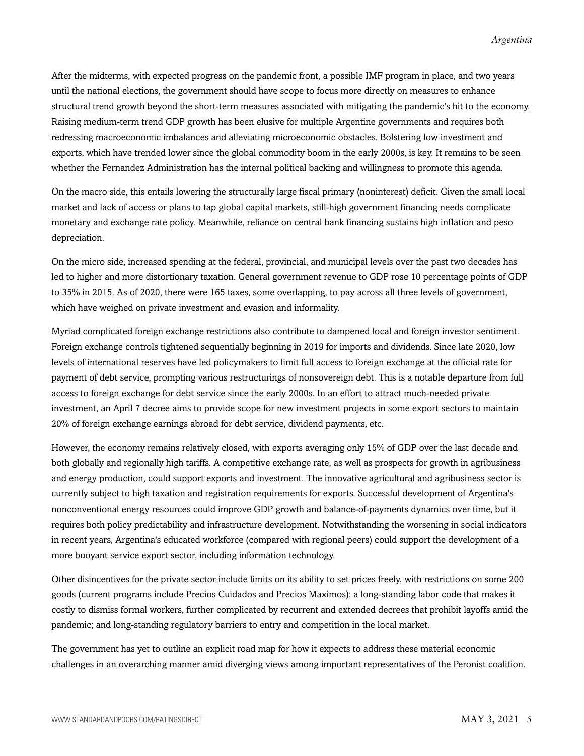After the midterms, with expected progress on the pandemic front, a possible IMF program in place, and two years until the national elections, the government should have scope to focus more directly on measures to enhance structural trend growth beyond the short-term measures associated with mitigating the pandemic's hit to the economy. Raising medium-term trend GDP growth has been elusive for multiple Argentine governments and requires both redressing macroeconomic imbalances and alleviating microeconomic obstacles. Bolstering low investment and exports, which have trended lower since the global commodity boom in the early 2000s, is key. It remains to be seen whether the Fernandez Administration has the internal political backing and willingness to promote this agenda.

On the macro side, this entails lowering the structurally large fiscal primary (noninterest) deficit. Given the small local market and lack of access or plans to tap global capital markets, still-high government financing needs complicate monetary and exchange rate policy. Meanwhile, reliance on central bank financing sustains high inflation and peso depreciation.

On the micro side, increased spending at the federal, provincial, and municipal levels over the past two decades has led to higher and more distortionary taxation. General government revenue to GDP rose 10 percentage points of GDP to 35% in 2015. As of 2020, there were 165 taxes, some overlapping, to pay across all three levels of government, which have weighed on private investment and evasion and informality.

Myriad complicated foreign exchange restrictions also contribute to dampened local and foreign investor sentiment. Foreign exchange controls tightened sequentially beginning in 2019 for imports and dividends. Since late 2020, low levels of international reserves have led policymakers to limit full access to foreign exchange at the official rate for payment of debt service, prompting various restructurings of nonsovereign debt. This is a notable departure from full access to foreign exchange for debt service since the early 2000s. In an effort to attract much-needed private investment, an April 7 decree aims to provide scope for new investment projects in some export sectors to maintain 20% of foreign exchange earnings abroad for debt service, dividend payments, etc.

However, the economy remains relatively closed, with exports averaging only 15% of GDP over the last decade and both globally and regionally high tariffs. A competitive exchange rate, as well as prospects for growth in agribusiness and energy production, could support exports and investment. The innovative agricultural and agribusiness sector is currently subject to high taxation and registration requirements for exports. Successful development of Argentina's nonconventional energy resources could improve GDP growth and balance-of-payments dynamics over time, but it requires both policy predictability and infrastructure development. Notwithstanding the worsening in social indicators in recent years, Argentina's educated workforce (compared with regional peers) could support the development of a more buoyant service export sector, including information technology.

Other disincentives for the private sector include limits on its ability to set prices freely, with restrictions on some 200 goods (current programs include Precios Cuidados and Precios Maximos); a long-standing labor code that makes it costly to dismiss formal workers, further complicated by recurrent and extended decrees that prohibit layoffs amid the pandemic; and long-standing regulatory barriers to entry and competition in the local market.

The government has yet to outline an explicit road map for how it expects to address these material economic challenges in an overarching manner amid diverging views among important representatives of the Peronist coalition.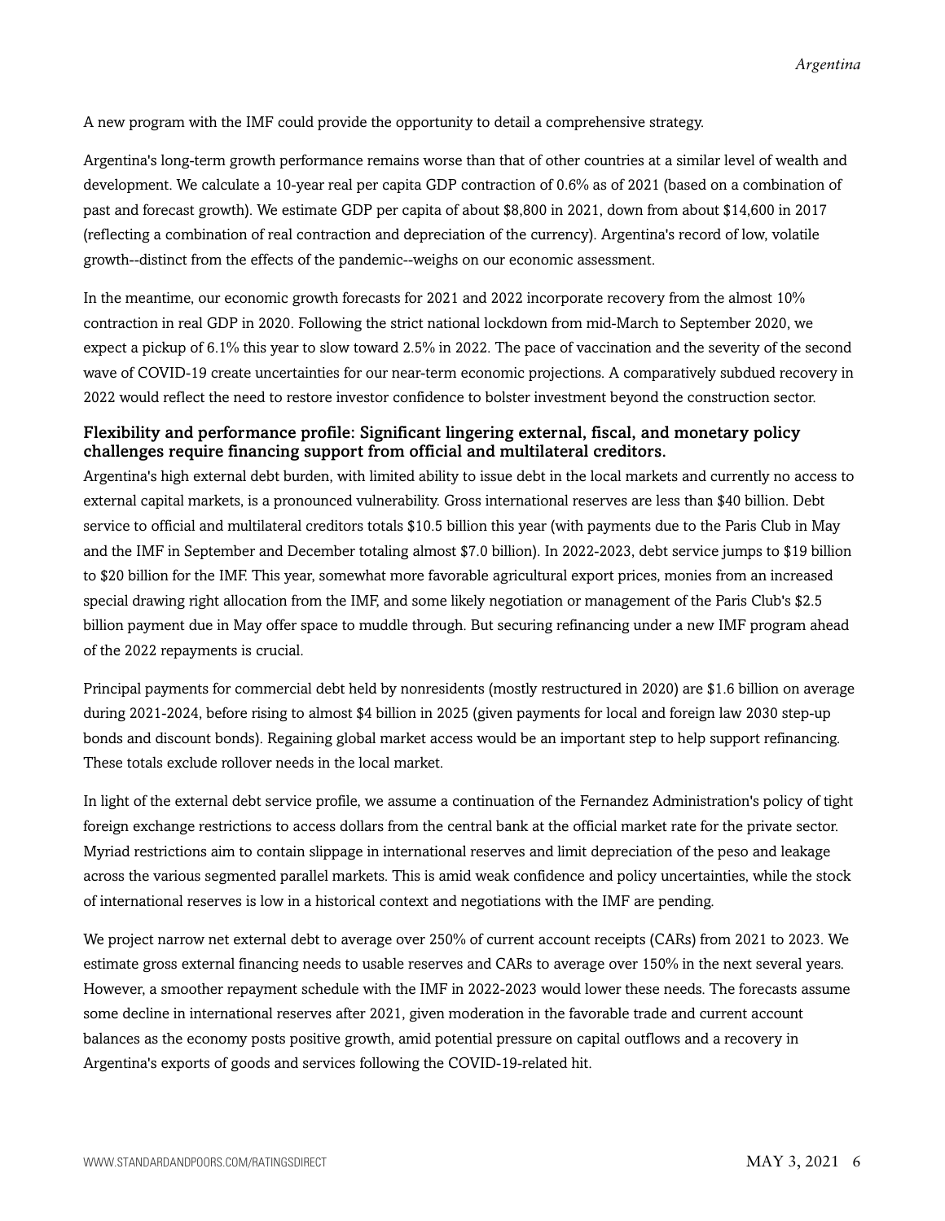A new program with the IMF could provide the opportunity to detail a comprehensive strategy.

Argentina's long-term growth performance remains worse than that of other countries at a similar level of wealth and development. We calculate a 10-year real per capita GDP contraction of 0.6% as of 2021 (based on a combination of past and forecast growth). We estimate GDP per capita of about $8,800 in 2021, down from about $14,600 in 2017 (reflecting a combination of real contraction and depreciation of the currency). Argentina's record of low, volatile growth--distinct from the effects of the pandemic--weighs on our economic assessment.

In the meantime, our economic growth forecasts for 2021 and 2022 incorporate recovery from the almost 10% contraction in real GDP in 2020. Following the strict national lockdown from mid-March to September 2020, we expect a pickup of 6.1% this year to slow toward 2.5% in 2022. The pace of vaccination and the severity of the second wave of COVID-19 create uncertainties for our near-term economic projections. A comparatively subdued recovery in 2022 would reflect the need to restore investor confidence to bolster investment beyond the construction sector.

### Flexibility and performance profile: Significant lingering external, fiscal, and monetary policy challenges require financing support from official and multilateral creditors.

Argentina's high external debt burden, with limited ability to issue debt in the local markets and currently no access to external capital markets, is a pronounced vulnerability. Gross international reserves are less than $40 billion. Debt service to official and multilateral creditors totals $10.5 billion this year (with payments due to the Paris Club in May and the IMF in September and December totaling almost $7.0 billion). In 2022-2023, debt service jumps to $19 billion to $20 billion for the IMF. This year, somewhat more favorable agricultural export prices, monies from an increased special drawing right allocation from the IMF, and some likely negotiation or management of the Paris Club's $2.5 billion payment due in May offer space to muddle through. But securing refinancing under a new IMF program ahead of the 2022 repayments is crucial.

Principal payments for commercial debt held by nonresidents (mostly restructured in 2020) are $1.6 billion on average during 2021-2024, before rising to almost $4 billion in 2025 (given payments for local and foreign law 2030 step-up bonds and discount bonds). Regaining global market access would be an important step to help support refinancing. These totals exclude rollover needs in the local market.

In light of the external debt service profile, we assume a continuation of the Fernandez Administration's policy of tight foreign exchange restrictions to access dollars from the central bank at the official market rate for the private sector. Myriad restrictions aim to contain slippage in international reserves and limit depreciation of the peso and leakage across the various segmented parallel markets. This is amid weak confidence and policy uncertainties, while the stock of international reserves is low in a historical context and negotiations with the IMF are pending.

We project narrow net external debt to average over 250% of current account receipts (CARs) from 2021 to 2023. We estimate gross external financing needs to usable reserves and CARs to average over 150% in the next several years. However, a smoother repayment schedule with the IMF in 2022-2023 would lower these needs. The forecasts assume some decline in international reserves after 2021, given moderation in the favorable trade and current account balances as the economy posts positive growth, amid potential pressure on capital outflows and a recovery in Argentina's exports of goods and services following the COVID-19-related hit.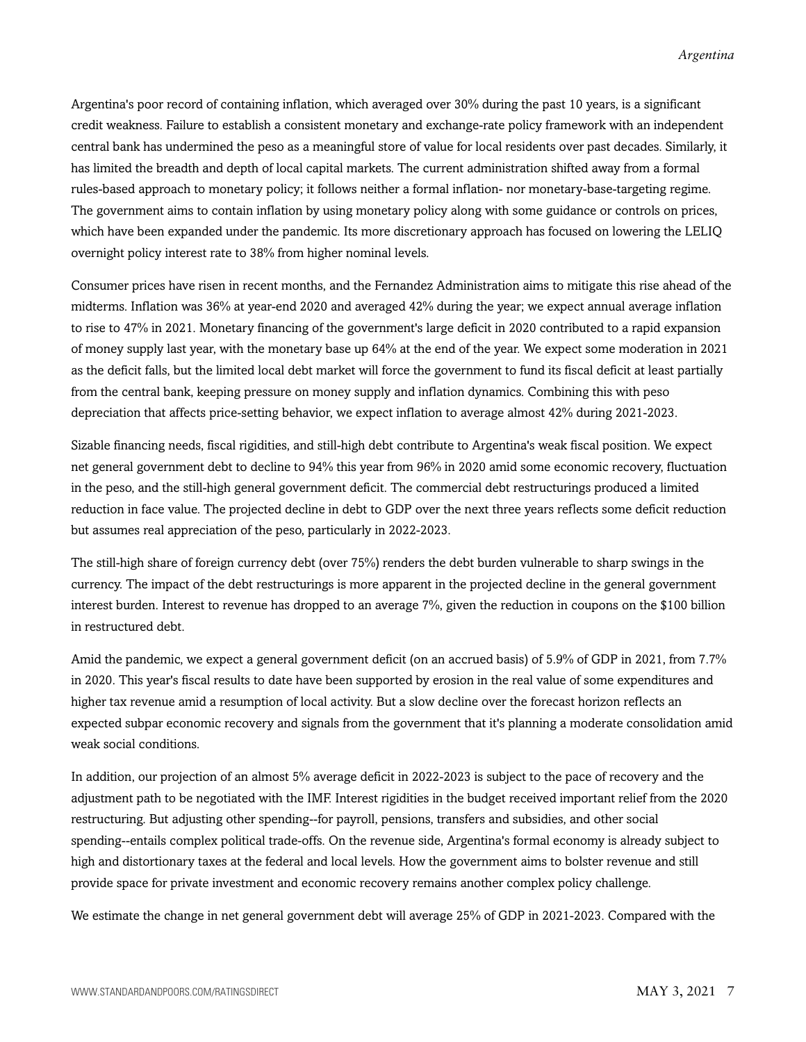Argentina's poor record of containing inflation, which averaged over 30% during the past 10 years, is a significant credit weakness. Failure to establish a consistent monetary and exchange-rate policy framework with an independent central bank has undermined the peso as a meaningful store of value for local residents over past decades. Similarly, it has limited the breadth and depth of local capital markets. The current administration shifted away from a formal rules-based approach to monetary policy; it follows neither a formal inflation- nor monetary-base-targeting regime. The government aims to contain inflation by using monetary policy along with some guidance or controls on prices, which have been expanded under the pandemic. Its more discretionary approach has focused on lowering the LELIQ overnight policy interest rate to 38% from higher nominal levels.

Consumer prices have risen in recent months, and the Fernandez Administration aims to mitigate this rise ahead of the midterms. Inflation was 36% at year-end 2020 and averaged 42% during the year; we expect annual average inflation to rise to 47% in 2021. Monetary financing of the government's large deficit in 2020 contributed to a rapid expansion of money supply last year, with the monetary base up 64% at the end of the year. We expect some moderation in 2021 as the deficit falls, but the limited local debt market will force the government to fund its fiscal deficit at least partially from the central bank, keeping pressure on money supply and inflation dynamics. Combining this with peso depreciation that affects price-setting behavior, we expect inflation to average almost 42% during 2021-2023.

Sizable financing needs, fiscal rigidities, and still-high debt contribute to Argentina's weak fiscal position. We expect net general government debt to decline to 94% this year from 96% in 2020 amid some economic recovery, fluctuation in the peso, and the still-high general government deficit. The commercial debt restructurings produced a limited reduction in face value. The projected decline in debt to GDP over the next three years reflects some deficit reduction but assumes real appreciation of the peso, particularly in 2022-2023.

The still-high share of foreign currency debt (over 75%) renders the debt burden vulnerable to sharp swings in the currency. The impact of the debt restructurings is more apparent in the projected decline in the general government interest burden. Interest to revenue has dropped to an average 7%, given the reduction in coupons on the $100 billion in restructured debt.

Amid the pandemic, we expect a general government deficit (on an accrued basis) of 5.9% of GDP in 2021, from 7.7% in 2020. This year's fiscal results to date have been supported by erosion in the real value of some expenditures and higher tax revenue amid a resumption of local activity. But a slow decline over the forecast horizon reflects an expected subpar economic recovery and signals from the government that it's planning a moderate consolidation amid weak social conditions.

In addition, our projection of an almost 5% average deficit in 2022-2023 is subject to the pace of recovery and the adjustment path to be negotiated with the IMF. Interest rigidities in the budget received important relief from the 2020 restructuring. But adjusting other spending--for payroll, pensions, transfers and subsidies, and other social spending--entails complex political trade-offs. On the revenue side, Argentina's formal economy is already subject to high and distortionary taxes at the federal and local levels. How the government aims to bolster revenue and still provide space for private investment and economic recovery remains another complex policy challenge.

We estimate the change in net general government debt will average 25% of GDP in 2021-2023. Compared with the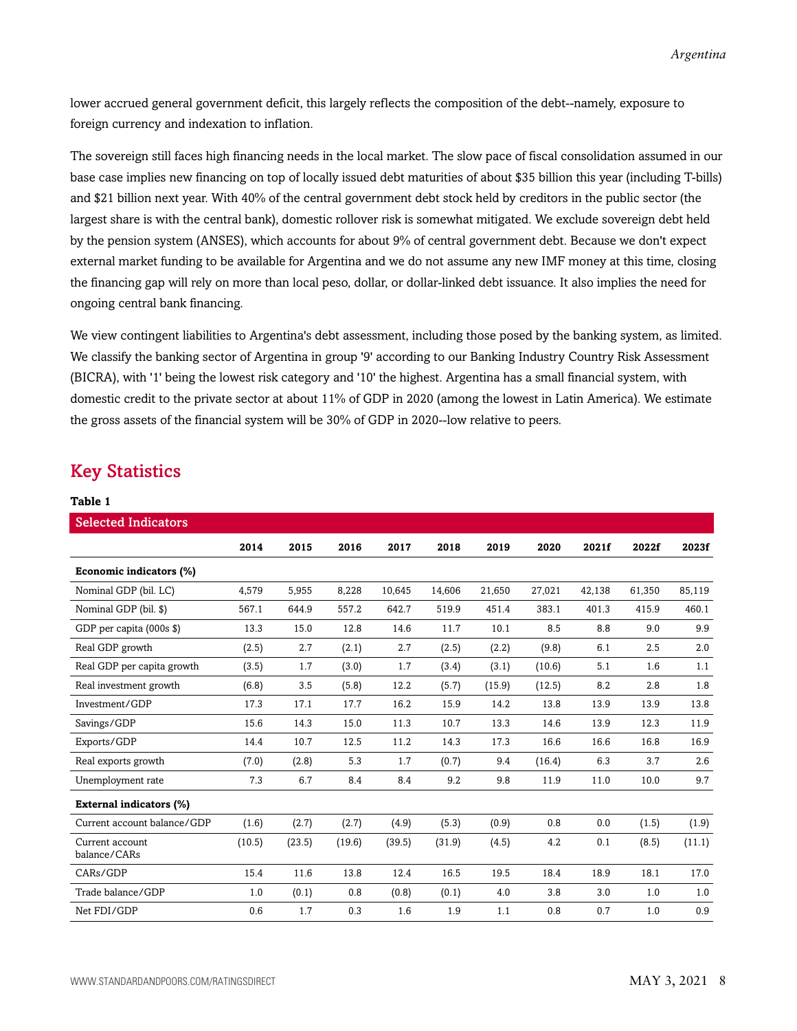lower accrued general government deficit, this largely reflects the composition of the debt--namely, exposure to foreign currency and indexation to inflation.

The sovereign still faces high financing needs in the local market. The slow pace of fiscal consolidation assumed in our base case implies new financing on top of locally issued debt maturities of about $35 billion this year (including T-bills) and $21 billion next year. With 40% of the central government debt stock held by creditors in the public sector (the largest share is with the central bank), domestic rollover risk is somewhat mitigated. We exclude sovereign debt held by the pension system (ANSES), which accounts for about 9% of central government debt. Because we don't expect external market funding to be available for Argentina and we do not assume any new IMF money at this time, closing the financing gap will rely on more than local peso, dollar, or dollar-linked debt issuance. It also implies the need for ongoing central bank financing.

We view contingent liabilities to Argentina's debt assessment, including those posed by the banking system, as limited. We classify the banking sector of Argentina in group '9' according to our Banking Industry Country Risk Assessment (BICRA), with '1' being the lowest risk category and '10' the highest. Argentina has a small financial system, with domestic credit to the private sector at about 11% of GDP in 2020 (among the lowest in Latin America). We estimate the gross assets of the financial system will be 30% of GDP in 2020--low relative to peers.

## Key Statistics

**Table 1**

| Selected Indicators | | | | | | | | | | |
|---|---|---|---|---|---|---|---|---|---|---|
| | **2014** | **2015** | **2016** | **2017** | **2018** | **2019** | **2020** | **2021f** | **2022f** | **2023f** |
| **Economic indicators (%)** | | | | | | | | | | |
| Nominal GDP (bil. LC) | 4,579 | 5,955 | 8,228 | 10,645 | 14,606 | 21,650 | 27,021 | 42,138 | 61,350 | 85,119 |
| Nominal GDP (bil. $) | 567.1 | 644.9 | 557.2 | 642.7 | 519.9 | 451.4 | 383.1 | 401.3 | 415.9 | 460.1 |
| GDP per capita (000s $) | 13.3 | 15.0 | 12.8 | 14.6 | 11.7 | 10.1 | 8.5 | 8.8 | 9.0 | 9.9 |
| Real GDP growth | (2.5) | 2.7 | (2.1) | 2.7 | (2.5) | (2.2) | (9.8) | 6.1 | 2.5 | 2.0 |
| Real GDP per capita growth | (3.5) | 1.7 | (3.0) | 1.7 | (3.4) | (3.1) | (10.6) | 5.1 | 1.6 | 1.1 |
| Real investment growth | (6.8) | 3.5 | (5.8) | 12.2 | (5.7) | (15.9) | (12.5) | 8.2 | 2.8 | 1.8 |
| Investment/GDP | 17.3 | 17.1 | 17.7 | 16.2 | 15.9 | 14.2 | 13.8 | 13.9 | 13.9 | 13.8 |
| Savings/GDP | 15.6 | 14.3 | 15.0 | 11.3 | 10.7 | 13.3 | 14.6 | 13.9 | 12.3 | 11.9 |
| Exports/GDP | 14.4 | 10.7 | 12.5 | 11.2 | 14.3 | 17.3 | 16.6 | 16.6 | 16.8 | 16.9 |
| Real exports growth | (7.0) | (2.8) | 5.3 | 1.7 | (0.7) | 9.4 | (16.4) | 6.3 | 3.7 | 2.6 |
| Unemployment rate | 7.3 | 6.7 | 8.4 | 8.4 | 9.2 | 9.8 | 11.9 | 11.0 | 10.0 | 9.7 |
| **External indicators (%)** | | | | | | | | | | |
| Current account balance/GDP | (1.6) | (2.7) | (2.7) | (4.9) | (5.3) | (0.9) | 0.8 | 0.0 | (1.5) | (1.9) |
| Current account balance/CARs | (10.5) | (23.5) | (19.6) | (39.5) | (31.9) | (4.5) | 4.2 | 0.1 | (8.5) | (11.1) |
| CARs/GDP | 15.4 | 11.6 | 13.8 | 12.4 | 16.5 | 19.5 | 18.4 | 18.9 | 18.1 | 17.0 |
| Trade balance/GDP | 1.0 | (0.1) | 0.8 | (0.8) | (0.1) | 4.0 | 3.8 | 3.0 | 1.0 | 1.0 |
| Net FDI/GDP | 0.6 | 1.7 | 0.3 | 1.6 | 1.9 | 1.1 | 0.8 | 0.7 | 1.0 | 0.9 |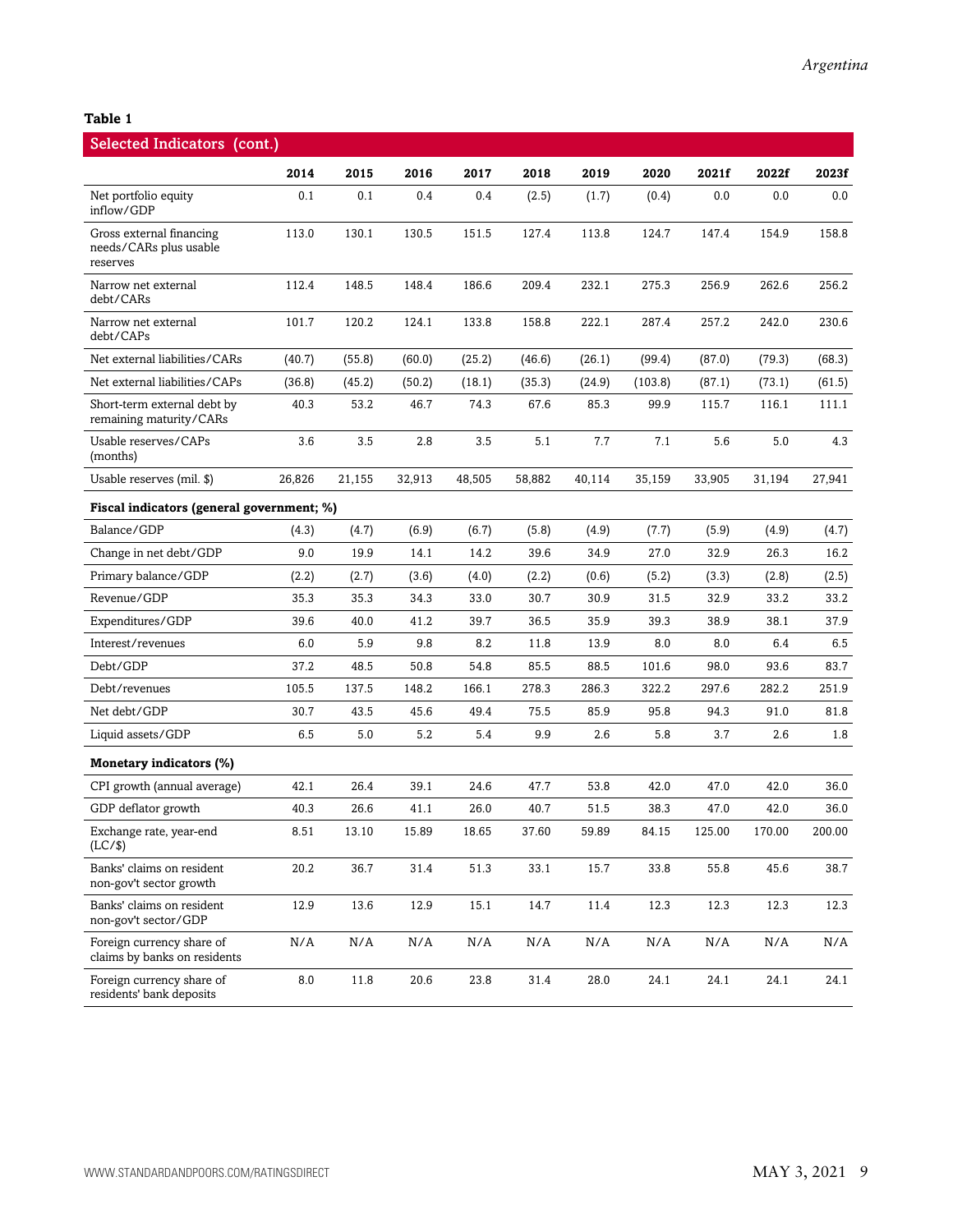**Table 1**

| Selected Indicators (cont.) | | | | | | | | | | |
|---|---|---|---|---|---|---|---|---|---|---|
| | 2014 | 2015 | 2016 | 2017 | 2018 | 2019 | 2020 | 2021f | 2022f | 2023f |
| Net portfolio equity inflow/GDP | 0.1 | 0.1 | 0.4 | 0.4 | (2.5) | (1.7) | (0.4) | 0.0 | 0.0 | 0.0 |
| Gross external financing needs/CARs plus usable reserves | 113.0 | 130.1 | 130.5 | 151.5 | 127.4 | 113.8 | 124.7 | 147.4 | 154.9 | 158.8 |
| Narrow net external debt/CARs | 112.4 | 148.5 | 148.4 | 186.6 | 209.4 | 232.1 | 275.3 | 256.9 | 262.6 | 256.2 |
| Narrow net external debt/CAPs | 101.7 | 120.2 | 124.1 | 133.8 | 158.8 | 222.1 | 287.4 | 257.2 | 242.0 | 230.6 |
| Net external liabilities/CARs | (40.7) | (55.8) | (60.0) | (25.2) | (46.6) | (26.1) | (99.4) | (87.0) | (79.3) | (68.3) |
| Net external liabilities/CAPs | (36.8) | (45.2) | (50.2) | (18.1) | (35.3) | (24.9) | (103.8) | (87.1) | (73.1) | (61.5) |
| Short-term external debt by remaining maturity/CARs | 40.3 | 53.2 | 46.7 | 74.3 | 67.6 | 85.3 | 99.9 | 115.7 | 116.1 | 111.1 |
| Usable reserves/CAPs (months) | 3.6 | 3.5 | 2.8 | 3.5 | 5.1 | 7.7 | 7.1 | 5.6 | 5.0 | 4.3 |
| Usable reserves (mil. $) | 26,826 | 21,155 | 32,913 | 48,505 | 58,882 | 40,114 | 35,159 | 33,905 | 31,194 | 27,941 |
| **Fiscal indicators (general government; %)** | | | | | | | | | | |
| Balance/GDP | (4.3) | (4.7) | (6.9) | (6.7) | (5.8) | (4.9) | (7.7) | (5.9) | (4.9) | (4.7) |
| Change in net debt/GDP | 9.0 | 19.9 | 14.1 | 14.2 | 39.6 | 34.9 | 27.0 | 32.9 | 26.3 | 16.2 |
| Primary balance/GDP | (2.2) | (2.7) | (3.6) | (4.0) | (2.2) | (0.6) | (5.2) | (3.3) | (2.8) | (2.5) |
| Revenue/GDP | 35.3 | 35.3 | 34.3 | 33.0 | 30.7 | 30.9 | 31.5 | 32.9 | 33.2 | 33.2 |
| Expenditures/GDP | 39.6 | 40.0 | 41.2 | 39.7 | 36.5 | 35.9 | 39.3 | 38.9 | 38.1 | 37.9 |
| Interest/revenues | 6.0 | 5.9 | 9.8 | 8.2 | 11.8 | 13.9 | 8.0 | 8.0 | 6.4 | 6.5 |
| Debt/GDP | 37.2 | 48.5 | 50.8 | 54.8 | 85.5 | 88.5 | 101.6 | 98.0 | 93.6 | 83.7 |
| Debt/revenues | 105.5 | 137.5 | 148.2 | 166.1 | 278.3 | 286.3 | 322.2 | 297.6 | 282.2 | 251.9 |
| Net debt/GDP | 30.7 | 43.5 | 45.6 | 49.4 | 75.5 | 85.9 | 95.8 | 94.3 | 91.0 | 81.8 |
| Liquid assets/GDP | 6.5 | 5.0 | 5.2 | 5.4 | 9.9 | 2.6 | 5.8 | 3.7 | 2.6 | 1.8 |
| **Monetary indicators (%)** | | | | | | | | | | |
| CPI growth (annual average) | 42.1 | 26.4 | 39.1 | 24.6 | 47.7 | 53.8 | 42.0 | 47.0 | 42.0 | 36.0 |
| GDP deflator growth | 40.3 | 26.6 | 41.1 | 26.0 | 40.7 | 51.5 | 38.3 | 47.0 | 42.0 | 36.0 |
| Exchange rate, year-end (LC/$) | 8.51 | 13.10 | 15.89 | 18.65 | 37.60 | 59.89 | 84.15 | 125.00 | 170.00 | 200.00 |
| Banks' claims on resident non-gov't sector growth | 20.2 | 36.7 | 31.4 | 51.3 | 33.1 | 15.7 | 33.8 | 55.8 | 45.6 | 38.7 |
| Banks' claims on resident non-gov't sector/GDP | 12.9 | 13.6 | 12.9 | 15.1 | 14.7 | 11.4 | 12.3 | 12.3 | 12.3 | 12.3 |
| Foreign currency share of claims by banks on residents | N/A | N/A | N/A | N/A | N/A | N/A | N/A | N/A | N/A | N/A |
| Foreign currency share of residents' bank deposits | 8.0 | 11.8 | 20.6 | 23.8 | 31.4 | 28.0 | 24.1 | 24.1 | 24.1 | 24.1 |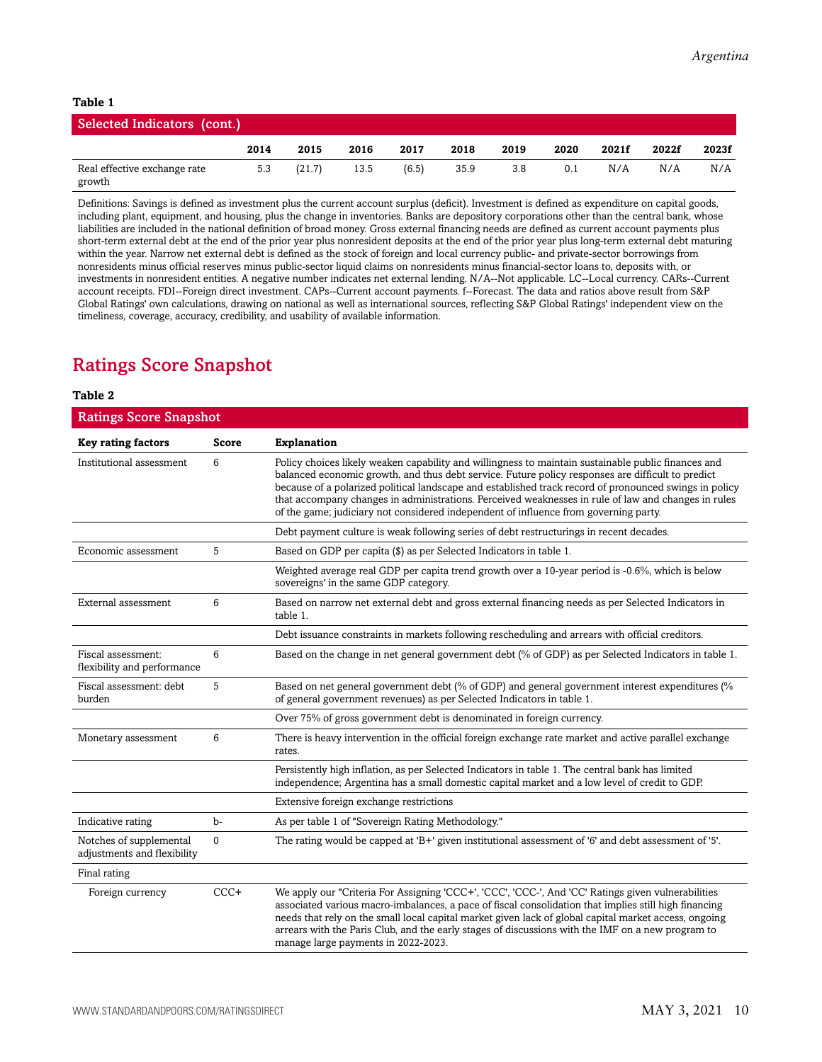**Table 1**

| Selected Indicators (cont.) | | | | | | | | | | |
|---|---|---|---|---|---|---|---|---|---|---|
| | 2014 | 2015 | 2016 | 2017 | 2018 | 2019 | 2020 | 2021f | 2022f | 2023f |
| Real effective exchange rate growth | 5.3 | (21.7) | 13.5 | (6.5) | 35.9 | 3.8 | 0.1 | N/A | N/A | N/A |

Definitions: Savings is defined as investment plus the current account surplus (deficit). Investment is defined as expenditure on capital goods, including plant, equipment, and housing, plus the change in inventories. Banks are depository corporations other than the central bank, whose liabilities are included in the national definition of broad money. Gross external financing needs are defined as current account payments plus short-term external debt at the end of the prior year plus nonresident deposits at the end of the prior year plus long-term external debt maturing within the year. Narrow net external debt is defined as the stock of foreign and local currency public- and private-sector borrowings from nonresidents minus official reserves minus public-sector liquid claims on nonresidents minus financial-sector loans to, deposits with, or investments in nonresident entities. A negative number indicates net external lending. N/A--Not applicable. LC--Local currency. CARs--Current account receipts. FDI--Foreign direct investment. CAPs--Current account payments. f--Forecast. The data and ratios above result from S&P Global Ratings' own calculations, drawing on national as well as international sources, reflecting S&P Global Ratings' independent view on the timeliness, coverage, accuracy, credibility, and usability of available information.

## Ratings Score Snapshot

**Table 2**

| Ratings Score Snapshot | | |
|---|---|---|
| **Key rating factors** | **Score** | **Explanation** |
| Institutional assessment | 6 | Policy choices likely weaken capability and willingness to maintain sustainable public finances and balanced economic growth, and thus debt service. Future policy responses are difficult to predict because of a polarized political landscape and established track record of pronounced swings in policy that accompany changes in administrations. Perceived weaknesses in rule of law and changes in rules of the game; judiciary not considered independent of influence from governing party. |
| | | Debt payment culture is weak following series of debt restructurings in recent decades. |
| Economic assessment | 5 | Based on GDP per capita ($) as per Selected Indicators in table 1. |
| | | Weighted average real GDP per capita trend growth over a 10-year period is -0.6%, which is below sovereigns' in the same GDP category. |
| External assessment | 6 | Based on narrow net external debt and gross external financing needs as per Selected Indicators in table 1. |
| | | Debt issuance constraints in markets following rescheduling and arrears with official creditors. |
| Fiscal assessment: flexibility and performance | 6 | Based on the change in net general government debt (% of GDP) as per Selected Indicators in table 1. |
| Fiscal assessment: debt burden | 5 | Based on net general government debt (% of GDP) and general government interest expenditures (% of general government revenues) as per Selected Indicators in table 1. |
| | | Over 75% of gross government debt is denominated in foreign currency. |
| Monetary assessment | 6 | There is heavy intervention in the official foreign exchange rate market and active parallel exchange rates. |
| | | Persistently high inflation, as per Selected Indicators in table 1. The central bank has limited independence; Argentina has a small domestic capital market and a low level of credit to GDP. |
| | | Extensive foreign exchange restrictions |
| Indicative rating | b- | As per table 1 of "Sovereign Rating Methodology." |
| Notches of supplemental adjustments and flexibility | 0 | The rating would be capped at 'B+' given institutional assessment of '6' and debt assessment of '5'. |
| Final rating | | |
| Foreign currency | CCC+ | We apply our "Criteria For Assigning 'CCC+', 'CCC', 'CCC-', And 'CC' Ratings given vulnerabilities associated various macro-imbalances, a pace of fiscal consolidation that implies still high financing needs that rely on the small local capital market given lack of global capital market access, ongoing arrears with the Paris Club, and the early stages of discussions with the IMF on a new program to manage large payments in 2022-2023. |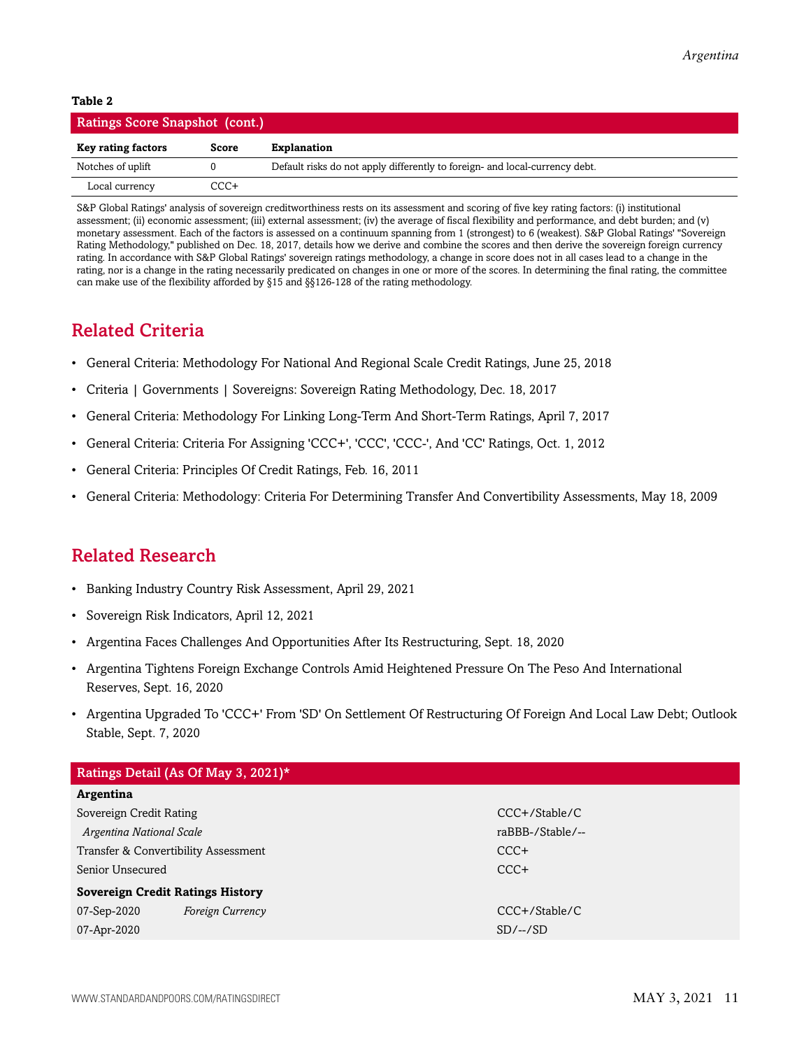**Table 2**

| Ratings Score Snapshot (cont.) | | |
|---|---|---|
| **Key rating factors** | **Score** | **Explanation** |
| Notches of uplift | 0 | Default risks do not apply differently to foreign- and local-currency debt. |
| Local currency | CCC+ | |

S&P Global Ratings' analysis of sovereign creditworthiness rests on its assessment and scoring of five key rating factors: (i) institutional assessment; (ii) economic assessment; (iii) external assessment; (iv) the average of fiscal flexibility and performance, and debt burden; and (v) monetary assessment. Each of the factors is assessed on a continuum spanning from 1 (strongest) to 6 (weakest). S&P Global Ratings' "Sovereign Rating Methodology," published on Dec. 18, 2017, details how we derive and combine the scores and then derive the sovereign foreign currency rating. In accordance with S&P Global Ratings' sovereign ratings methodology, a change in score does not in all cases lead to a change in the rating, nor is a change in the rating necessarily predicated on changes in one or more of the scores. In determining the final rating, the committee can make use of the flexibility afforded by §15 and §§126-128 of the rating methodology.

## Related Criteria

- General Criteria: Methodology For National And Regional Scale Credit Ratings, June 25, 2018
- Criteria | Governments | Sovereigns: Sovereign Rating Methodology, Dec. 18, 2017
- General Criteria: Methodology For Linking Long-Term And Short-Term Ratings, April 7, 2017
- General Criteria: Criteria For Assigning 'CCC+', 'CCC', 'CCC-', And 'CC' Ratings, Oct. 1, 2012
- General Criteria: Principles Of Credit Ratings, Feb. 16, 2011
- General Criteria: Methodology: Criteria For Determining Transfer And Convertibility Assessments, May 18, 2009

## Related Research

- Banking Industry Country Risk Assessment, April 29, 2021
- Sovereign Risk Indicators, April 12, 2021
- Argentina Faces Challenges And Opportunities After Its Restructuring, Sept. 18, 2020
- Argentina Tightens Foreign Exchange Controls Amid Heightened Pressure On The Peso And International Reserves, Sept. 16, 2020
- Argentina Upgraded To 'CCC+' From 'SD' On Settlement Of Restructuring Of Foreign And Local Law Debt; Outlook Stable, Sept. 7, 2020

| Ratings Detail (As Of May 3, 2021)* | | |
|---|---|---|
| **Argentina** | | |
| Sovereign Credit Rating | | CCC+/Stable/C |
| *Argentina National Scale* | | raBBB-/Stable/-- |
| Transfer & Convertibility Assessment | | CCC+ |
| Senior Unsecured | | CCC+ |
| **Sovereign Credit Ratings History** | | |
| 07-Sep-2020 | *Foreign Currency* | CCC+/Stable/C |
| 07-Apr-2020 | | SD/--/SD |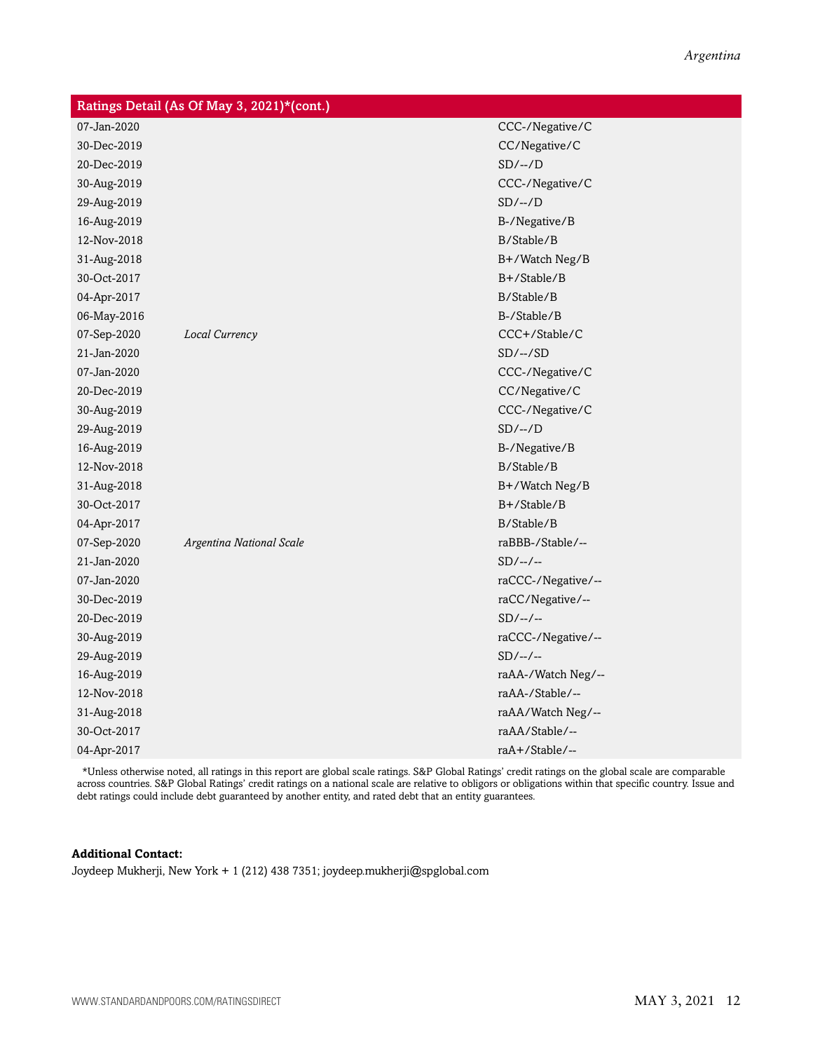| Ratings Detail (As Of May 3, 2021)*(cont.) | | |
|---|---|---|
| 07-Jan-2020 | | CCC-/Negative/C |
| 30-Dec-2019 | | CC/Negative/C |
| 20-Dec-2019 | | SD/--/D |
| 30-Aug-2019 | | CCC-/Negative/C |
| 29-Aug-2019 | | SD/--/D |
| 16-Aug-2019 | | B-/Negative/B |
| 12-Nov-2018 | | B/Stable/B |
| 31-Aug-2018 | | B+/Watch Neg/B |
| 30-Oct-2017 | | B+/Stable/B |
| 04-Apr-2017 | | B/Stable/B |
| 06-May-2016 | | B-/Stable/B |
| 07-Sep-2020 | *Local Currency* | CCC+/Stable/C |
| 21-Jan-2020 | | SD/--/SD |
| 07-Jan-2020 | | CCC-/Negative/C |
| 20-Dec-2019 | | CC/Negative/C |
| 30-Aug-2019 | | CCC-/Negative/C |
| 29-Aug-2019 | | SD/--/D |
| 16-Aug-2019 | | B-/Negative/B |
| 12-Nov-2018 | | B/Stable/B |
| 31-Aug-2018 | | B+/Watch Neg/B |
| 30-Oct-2017 | | B+/Stable/B |
| 04-Apr-2017 | | B/Stable/B |
| 07-Sep-2020 | *Argentina National Scale* | raBBB-/Stable/-- |
| 21-Jan-2020 | | SD/--/-- |
| 07-Jan-2020 | | raCCC-/Negative/-- |
| 30-Dec-2019 | | raCC/Negative/-- |
| 20-Dec-2019 | | SD/--/-- |
| 30-Aug-2019 | | raCCC-/Negative/-- |
| 29-Aug-2019 | | SD/--/-- |
| 16-Aug-2019 | | raAA-/Watch Neg/-- |
| 12-Nov-2018 | | raAA-/Stable/-- |
| 31-Aug-2018 | | raAA/Watch Neg/-- |
| 30-Oct-2017 | | raAA/Stable/-- |
| 04-Apr-2017 | | raA+/Stable/-- |

*Unless otherwise noted, all ratings in this report are global scale ratings. S&P Global Ratings' credit ratings on the global scale are comparable across countries. S&P Global Ratings' credit ratings on a national scale are relative to obligors or obligations within that specific country. Issue and debt ratings could include debt guaranteed by another entity, and rated debt that an entity guarantees.

**Additional Contact:**

Joydeep Mukherji, New York + 1 (212) 438 7351; joydeep.mukherji@spglobal.com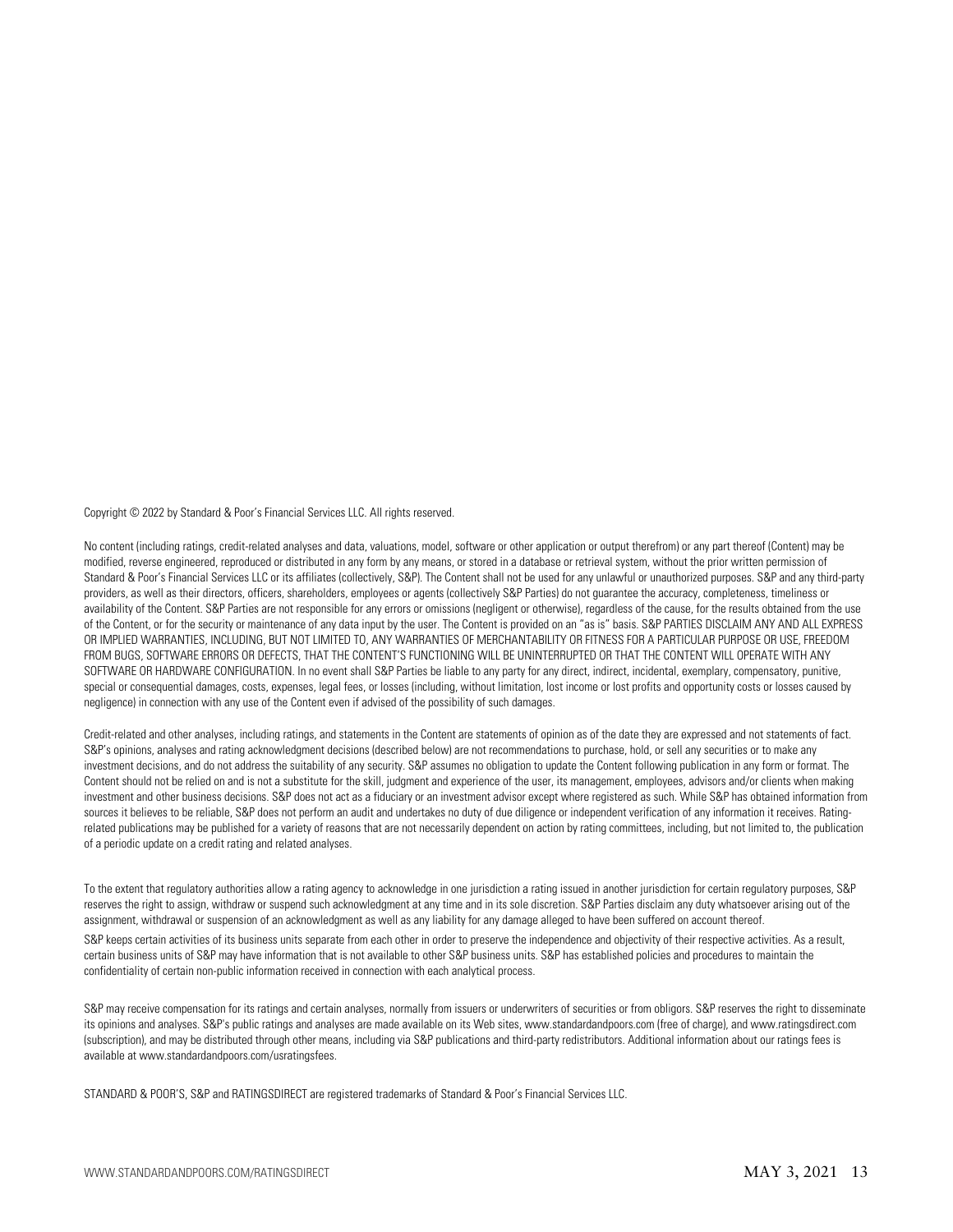Copyright © 2022 by Standard & Poor's Financial Services LLC. All rights reserved.

No content (including ratings, credit-related analyses and data, valuations, model, software or other application or output therefrom) or any part thereof (Content) may be modified, reverse engineered, reproduced or distributed in any form by any means, or stored in a database or retrieval system, without the prior written permission of Standard & Poor's Financial Services LLC or its affiliates (collectively, S&P). The Content shall not be used for any unlawful or unauthorized purposes. S&P and any third-party providers, as well as their directors, officers, shareholders, employees or agents (collectively S&P Parties) do not guarantee the accuracy, completeness, timeliness or availability of the Content. S&P Parties are not responsible for any errors or omissions (negligent or otherwise), regardless of the cause, for the results obtained from the use of the Content, or for the security or maintenance of any data input by the user. The Content is provided on an "as is" basis. S&P PARTIES DISCLAIM ANY AND ALL EXPRESS OR IMPLIED WARRANTIES, INCLUDING, BUT NOT LIMITED TO, ANY WARRANTIES OF MERCHANTABILITY OR FITNESS FOR A PARTICULAR PURPOSE OR USE, FREEDOM FROM BUGS, SOFTWARE ERRORS OR DEFECTS, THAT THE CONTENT'S FUNCTIONING WILL BE UNINTERRUPTED OR THAT THE CONTENT WILL OPERATE WITH ANY SOFTWARE OR HARDWARE CONFIGURATION. In no event shall S&P Parties be liable to any party for any direct, indirect, incidental, exemplary, compensatory, punitive, special or consequential damages, costs, expenses, legal fees, or losses (including, without limitation, lost income or lost profits and opportunity costs or losses caused by negligence) in connection with any use of the Content even if advised of the possibility of such damages.

Credit-related and other analyses, including ratings, and statements in the Content are statements of opinion as of the date they are expressed and not statements of fact. S&P's opinions, analyses and rating acknowledgment decisions (described below) are not recommendations to purchase, hold, or sell any securities or to make any investment decisions, and do not address the suitability of any security. S&P assumes no obligation to update the Content following publication in any form or format. The Content should not be relied on and is not a substitute for the skill, judgment and experience of the user, its management, employees, advisors and/or clients when making investment and other business decisions. S&P does not act as a fiduciary or an investment advisor except where registered as such. While S&P has obtained information from sources it believes to be reliable, S&P does not perform an audit and undertakes no duty of due diligence or independent verification of any information it receives. Rating-related publications may be published for a variety of reasons that are not necessarily dependent on action by rating committees, including, but not limited to, the publication of a periodic update on a credit rating and related analyses.

To the extent that regulatory authorities allow a rating agency to acknowledge in one jurisdiction a rating issued in another jurisdiction for certain regulatory purposes, S&P reserves the right to assign, withdraw or suspend such acknowledgment at any time and in its sole discretion. S&P Parties disclaim any duty whatsoever arising out of the assignment, withdrawal or suspension of an acknowledgment as well as any liability for any damage alleged to have been suffered on account thereof.

S&P keeps certain activities of its business units separate from each other in order to preserve the independence and objectivity of their respective activities. As a result, certain business units of S&P may have information that is not available to other S&P business units. S&P has established policies and procedures to maintain the confidentiality of certain non-public information received in connection with each analytical process.

S&P may receive compensation for its ratings and certain analyses, normally from issuers or underwriters of securities or from obligors. S&P reserves the right to disseminate its opinions and analyses. S&P's public ratings and analyses are made available on its Web sites, www.standardandpoors.com (free of charge), and www.ratingsdirect.com (subscription), and may be distributed through other means, including via S&P publications and third-party redistributors. Additional information about our ratings fees is available at www.standardandpoors.com/usratingsfees.

STANDARD & POOR'S, S&P and RATINGSDIRECT are registered trademarks of Standard & Poor's Financial Services LLC.